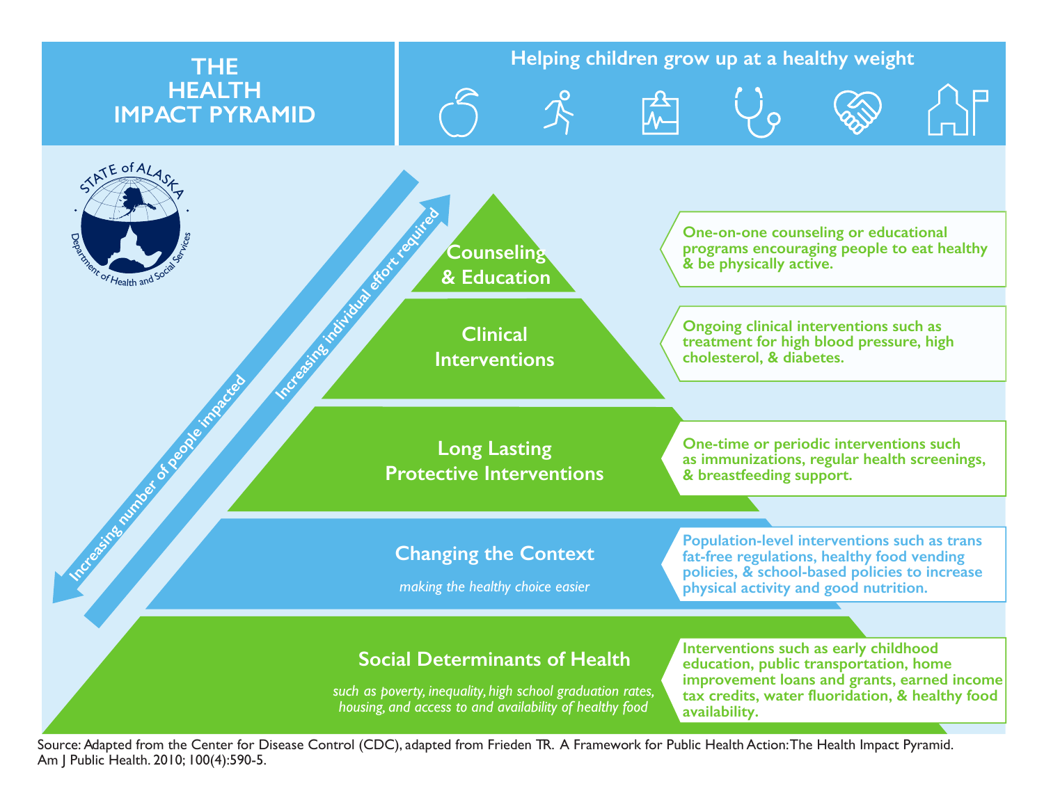# THE HEALTH IMPACT PYRAMID

## Helping children grow up at a healthy weight

STATE of ALASKA
Department of Health and Social Services

Increasing number of people impacted

Increasing individual effort required

### Counseling & Education

One-on-one counseling or educational programs encouraging people to eat healthy & be physically active.

### Clinical Interventions

Ongoing clinical interventions such as treatment for high blood pressure, high cholesterol, & diabetes.

### Long Lasting Protective Interventions

One-time or periodic interventions such as immunizations, regular health screenings, & breastfeeding support.

### Changing the Context

*making the healthy choice easier*

Population-level interventions such as trans fat-free regulations, healthy food vending policies, & school-based policies to increase physical activity and good nutrition.

### Social Determinants of Health

*such as poverty, inequality, high school graduation rates, housing, and access to and availability of healthy food*

Interventions such as early childhood education, public transportation, home improvement loans and grants, earned income tax credits, water fluoridation, & healthy food availability.

Source: Adapted from the Center for Disease Control (CDC), adapted from Frieden TR. A Framework for Public Health Action: The Health Impact Pyramid. Am J Public Health. 2010; 100(4):590-5.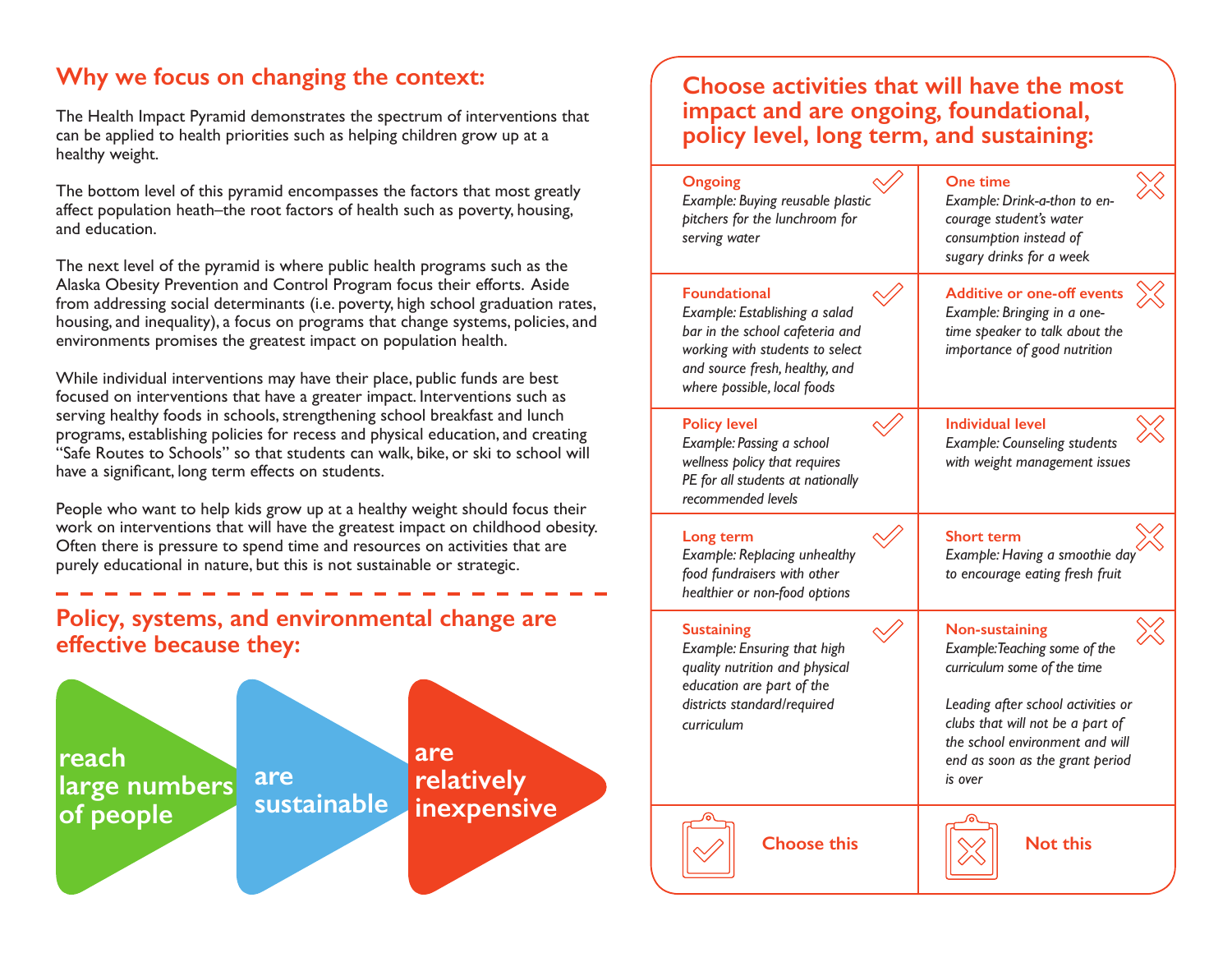## Why we focus on changing the context:

The Health Impact Pyramid demonstrates the spectrum of interventions that can be applied to health priorities such as helping children grow up at a healthy weight.

The bottom level of this pyramid encompasses the factors that most greatly affect population heath–the root factors of health such as poverty, housing, and education.

The next level of the pyramid is where public health programs such as the Alaska Obesity Prevention and Control Program focus their efforts. Aside from addressing social determinants (i.e. poverty, high school graduation rates, housing, and inequality), a focus on programs that change systems, policies, and environments promises the greatest impact on population health.

While individual interventions may have their place, public funds are best focused on interventions that have a greater impact. Interventions such as serving healthy foods in schools, strengthening school breakfast and lunch programs, establishing policies for recess and physical education, and creating "Safe Routes to Schools" so that students can walk, bike, or ski to school will have a significant, long term effects on students.

People who want to help kids grow up at a healthy weight should focus their work on interventions that will have the greatest impact on childhood obesity. Often there is pressure to spend time and resources on activities that are purely educational in nature, but this is not sustainable or strategic.

## Policy, systems, and environmental change are effective because they:

reach large numbers of people

are sustainable

are relatively inexpensive

## Choose activities that will have the most impact and are ongoing, foundational, policy level, long term, and sustaining:

| Choose this | Not this |
| --- | --- |
| **Ongoing** *Example: Buying reusable plastic pitchers for the lunchroom for serving water* | **One time** *Example: Drink-a-thon to encourage student's water consumption instead of sugary drinks for a week* |
| **Foundational** *Example: Establishing a salad bar in the school cafeteria and working with students to select and source fresh, healthy, and where possible, local foods* | **Additive or one-off events** *Example: Bringing in a one-time speaker to talk about the importance of good nutrition* |
| **Policy level** *Example: Passing a school wellness policy that requires PE for all students at nationally recommended levels* | **Individual level** *Example: Counseling students with weight management issues* |
| **Long term** *Example: Replacing unhealthy food fundraisers with other healthier or non-food options* | **Short term** *Example: Having a smoothie day to encourage eating fresh fruit* |
| **Sustaining** *Example: Ensuring that high quality nutrition and physical education are part of the districts standard/required curriculum* | **Non-sustaining** *Example: Teaching some of the curriculum some of the time*<br><br>*Leading after school activities or clubs that will not be a part of the school environment and will end as soon as the grant period is over* |